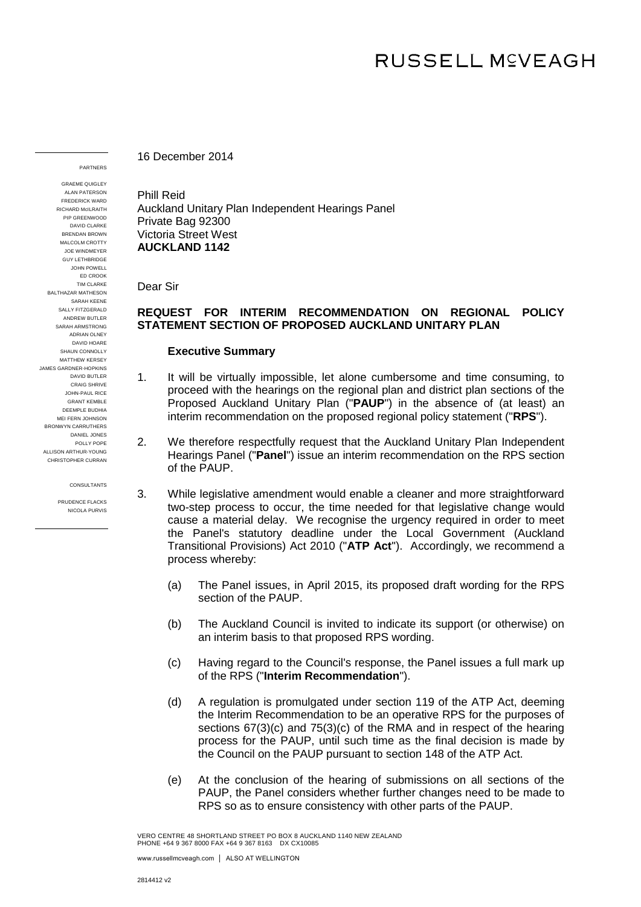RUSSELL McVEAGH

PARTNERS

GRAEME QUIGLEY
ALAN PATERSON
FREDERICK WARD
RICHARD McILRAITH
PIP GREENWOOD
DAVID CLARKE
BRENDAN BROWN
MALCOLM CROTTY
JOE WINDMEYER
GUY LETHBRIDGE
JOHN POWELL
ED CROOK
TIM CLARKE
BALTHAZAR MATHESON
SARAH KEENE
SALLY FITZGERALD
ANDREW BUTLER
SARAH ARMSTRONG
ADRIAN OLNEY
DAVID HOARE
SHAUN CONNOLLY
MATTHEW KERSEY
JAMES GARDNER-HOPKINS
DAVID BUTLER
CRAIG SHRIVE
JOHN-PAUL RICE
GRANT KEMBLE
DEEMPLE BUDHIA
MEI FERN JOHNSON
BRONWYN CARRUTHERS
DANIEL JONES
POLLY POPE
ALLISON ARTHUR-YOUNG
CHRISTOPHER CURRAN

CONSULTANTS

PRUDENCE FLACKS
NICOLA PURVIS

16 December 2014

Phill Reid
Auckland Unitary Plan Independent Hearings Panel
Private Bag 92300
Victoria Street West
**AUCKLAND 1142**

Dear Sir

**REQUEST FOR INTERIM RECOMMENDATION ON REGIONAL POLICY STATEMENT SECTION OF PROPOSED AUCKLAND UNITARY PLAN**

**Executive Summary**

1. It will be virtually impossible, let alone cumbersome and time consuming, to proceed with the hearings on the regional plan and district plan sections of the Proposed Auckland Unitary Plan ("**PAUP**") in the absence of (at least) an interim recommendation on the proposed regional policy statement ("**RPS**").

2. We therefore respectfully request that the Auckland Unitary Plan Independent Hearings Panel ("**Panel**") issue an interim recommendation on the RPS section of the PAUP.

3. While legislative amendment would enable a cleaner and more straightforward two-step process to occur, the time needed for that legislative change would cause a material delay. We recognise the urgency required in order to meet the Panel's statutory deadline under the Local Government (Auckland Transitional Provisions) Act 2010 ("**ATP Act**"). Accordingly, we recommend a process whereby:

   (a) The Panel issues, in April 2015, its proposed draft wording for the RPS section of the PAUP.

   (b) The Auckland Council is invited to indicate its support (or otherwise) on an interim basis to that proposed RPS wording.

   (c) Having regard to the Council's response, the Panel issues a full mark up of the RPS ("**Interim Recommendation**").

   (d) A regulation is promulgated under section 119 of the ATP Act, deeming the Interim Recommendation to be an operative RPS for the purposes of sections 67(3)(c) and 75(3)(c) of the RMA and in respect of the hearing process for the PAUP, until such time as the final decision is made by the Council on the PAUP pursuant to section 148 of the ATP Act.

   (e) At the conclusion of the hearing of submissions on all sections of the PAUP, the Panel considers whether further changes need to be made to RPS so as to ensure consistency with other parts of the PAUP.

VERO CENTRE 48 SHORTLAND STREET PO BOX 8 AUCKLAND 1140 NEW ZEALAND
PHONE +64 9 367 8000 FAX +64 9 367 8163 DX CX10085

www.russellmcveagh.com | ALSO AT WELLINGTON

2814412 v2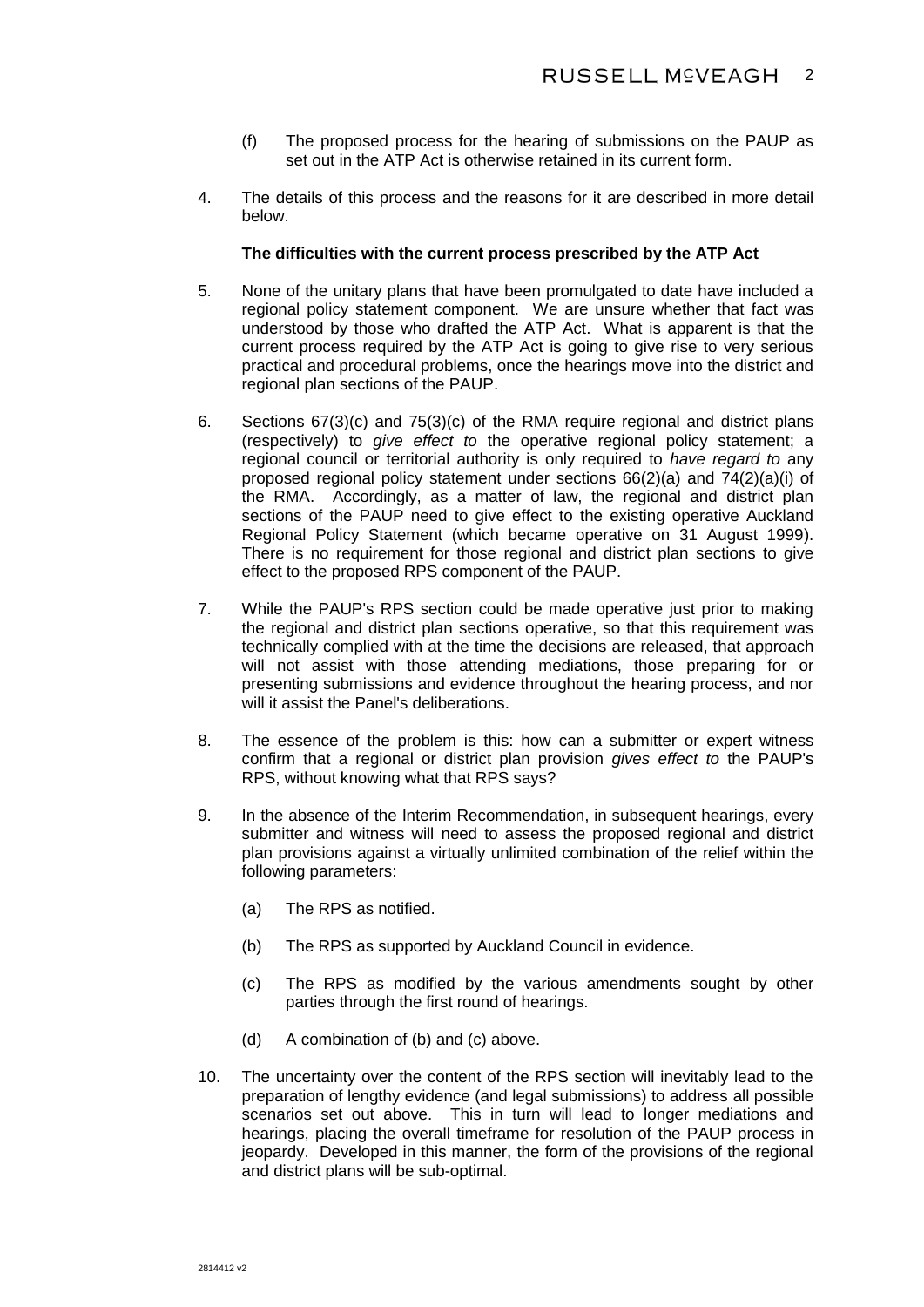(f) The proposed process for the hearing of submissions on the PAUP as set out in the ATP Act is otherwise retained in its current form.

4. The details of this process and the reasons for it are described in more detail below.

**The difficulties with the current process prescribed by the ATP Act**

5. None of the unitary plans that have been promulgated to date have included a regional policy statement component. We are unsure whether that fact was understood by those who drafted the ATP Act. What is apparent is that the current process required by the ATP Act is going to give rise to very serious practical and procedural problems, once the hearings move into the district and regional plan sections of the PAUP.

6. Sections 67(3)(c) and 75(3)(c) of the RMA require regional and district plans (respectively) to *give effect to* the operative regional policy statement; a regional council or territorial authority is only required to *have regard to* any proposed regional policy statement under sections 66(2)(a) and 74(2)(a)(i) of the RMA. Accordingly, as a matter of law, the regional and district plan sections of the PAUP need to give effect to the existing operative Auckland Regional Policy Statement (which became operative on 31 August 1999). There is no requirement for those regional and district plan sections to give effect to the proposed RPS component of the PAUP.

7. While the PAUP's RPS section could be made operative just prior to making the regional and district plan sections operative, so that this requirement was technically complied with at the time the decisions are released, that approach will not assist with those attending mediations, those preparing for or presenting submissions and evidence throughout the hearing process, and nor will it assist the Panel's deliberations.

8. The essence of the problem is this: how can a submitter or expert witness confirm that a regional or district plan provision *gives effect to* the PAUP's RPS, without knowing what that RPS says?

9. In the absence of the Interim Recommendation, in subsequent hearings, every submitter and witness will need to assess the proposed regional and district plan provisions against a virtually unlimited combination of the relief within the following parameters:

   (a) The RPS as notified.

   (b) The RPS as supported by Auckland Council in evidence.

   (c) The RPS as modified by the various amendments sought by other parties through the first round of hearings.

   (d) A combination of (b) and (c) above.

10. The uncertainty over the content of the RPS section will inevitably lead to the preparation of lengthy evidence (and legal submissions) to address all possible scenarios set out above. This in turn will lead to longer mediations and hearings, placing the overall timeframe for resolution of the PAUP process in jeopardy. Developed in this manner, the form of the provisions of the regional and district plans will be sub-optimal.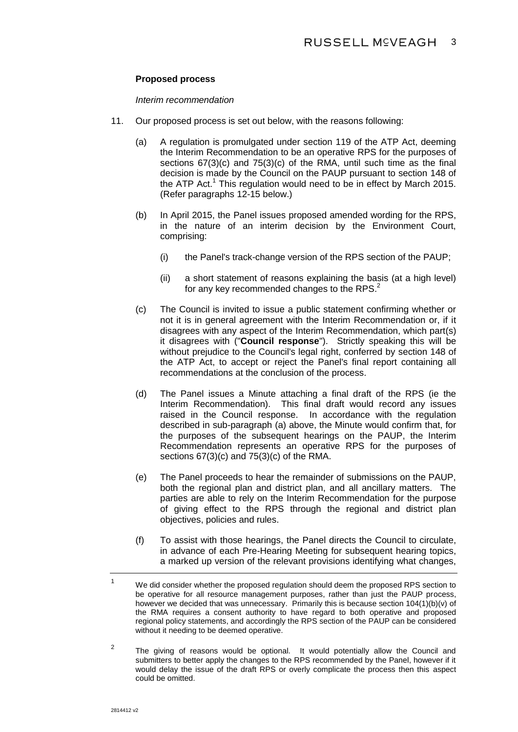**Proposed process**

*Interim recommendation*

11. Our proposed process is set out below, with the reasons following:

    (a) A regulation is promulgated under section 119 of the ATP Act, deeming the Interim Recommendation to be an operative RPS for the purposes of sections 67(3)(c) and 75(3)(c) of the RMA, until such time as the final decision is made by the Council on the PAUP pursuant to section 148 of the ATP Act.[1] This regulation would need to be in effect by March 2015. (Refer paragraphs 12-15 below.)

    (b) In April 2015, the Panel issues proposed amended wording for the RPS, in the nature of an interim decision by the Environment Court, comprising:

        (i) the Panel's track-change version of the RPS section of the PAUP;

        (ii) a short statement of reasons explaining the basis (at a high level) for any key recommended changes to the RPS.[2]

    (c) The Council is invited to issue a public statement confirming whether or not it is in general agreement with the Interim Recommendation or, if it disagrees with any aspect of the Interim Recommendation, which part(s) it disagrees with ("**Council response**"). Strictly speaking this will be without prejudice to the Council's legal right, conferred by section 148 of the ATP Act, to accept or reject the Panel's final report containing all recommendations at the conclusion of the process.

    (d) The Panel issues a Minute attaching a final draft of the RPS (ie the Interim Recommendation). This final draft would record any issues raised in the Council response. In accordance with the regulation described in sub-paragraph (a) above, the Minute would confirm that, for the purposes of the subsequent hearings on the PAUP, the Interim Recommendation represents an operative RPS for the purposes of sections 67(3)(c) and 75(3)(c) of the RMA.

    (e) The Panel proceeds to hear the remainder of submissions on the PAUP, both the regional plan and district plan, and all ancillary matters. The parties are able to rely on the Interim Recommendation for the purpose of giving effect to the RPS through the regional and district plan objectives, policies and rules.

    (f) To assist with those hearings, the Panel directs the Council to circulate, in advance of each Pre-Hearing Meeting for subsequent hearing topics, a marked up version of the relevant provisions identifying what changes,

---

[1] We did consider whether the proposed regulation should deem the proposed RPS section to be operative for all resource management purposes, rather than just the PAUP process, however we decided that was unnecessary. Primarily this is because section 104(1)(b)(v) of the RMA requires a consent authority to have regard to both operative and proposed regional policy statements, and accordingly the RPS section of the PAUP can be considered without it needing to be deemed operative.

[2] The giving of reasons would be optional. It would potentially allow the Council and submitters to better apply the changes to the RPS recommended by the Panel, however if it would delay the issue of the draft RPS or overly complicate the process then this aspect could be omitted.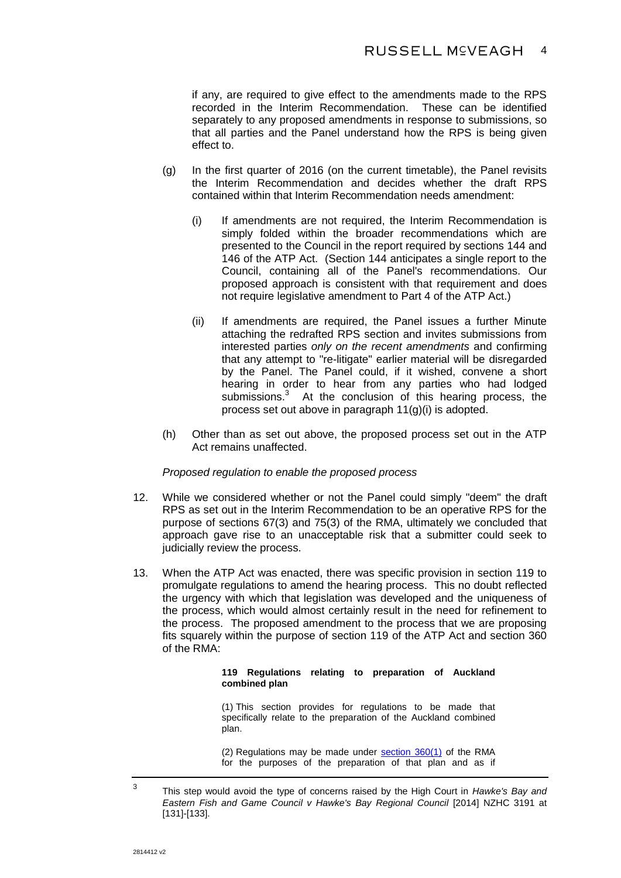if any, are required to give effect to the amendments made to the RPS recorded in the Interim Recommendation. These can be identified separately to any proposed amendments in response to submissions, so that all parties and the Panel understand how the RPS is being given effect to.

(g) In the first quarter of 2016 (on the current timetable), the Panel revisits the Interim Recommendation and decides whether the draft RPS contained within that Interim Recommendation needs amendment:

  (i) If amendments are not required, the Interim Recommendation is simply folded within the broader recommendations which are presented to the Council in the report required by sections 144 and 146 of the ATP Act. (Section 144 anticipates a single report to the Council, containing all of the Panel's recommendations. Our proposed approach is consistent with that requirement and does not require legislative amendment to Part 4 of the ATP Act.)

  (ii) If amendments are required, the Panel issues a further Minute attaching the redrafted RPS section and invites submissions from interested parties *only on the recent amendments* and confirming that any attempt to "re-litigate" earlier material will be disregarded by the Panel. The Panel could, if it wished, convene a short hearing in order to hear from any parties who had lodged submissions.[3] At the conclusion of this hearing process, the process set out above in paragraph 11(g)(i) is adopted.

(h) Other than as set out above, the proposed process set out in the ATP Act remains unaffected.

*Proposed regulation to enable the proposed process*

12. While we considered whether or not the Panel could simply "deem" the draft RPS as set out in the Interim Recommendation to be an operative RPS for the purpose of sections 67(3) and 75(3) of the RMA, ultimately we concluded that approach gave rise to an unacceptable risk that a submitter could seek to judicially review the process.

13. When the ATP Act was enacted, there was specific provision in section 119 to promulgate regulations to amend the hearing process. This no doubt reflected the urgency with which that legislation was developed and the uniqueness of the process, which would almost certainly result in the need for refinement to the process. The proposed amendment to the process that we are proposing fits squarely within the purpose of section 119 of the ATP Act and section 360 of the RMA:

> **119 Regulations relating to preparation of Auckland combined plan**
>
> (1) This section provides for regulations to be made that specifically relate to the preparation of the Auckland combined plan.
>
> (2) Regulations may be made under section 360(1) of the RMA for the purposes of the preparation of that plan and as if

[3] This step would avoid the type of concerns raised by the High Court in *Hawke's Bay and Eastern Fish and Game Council v Hawke's Bay Regional Council* [2014] NZHC 3191 at [131]-[133].

2814412 v2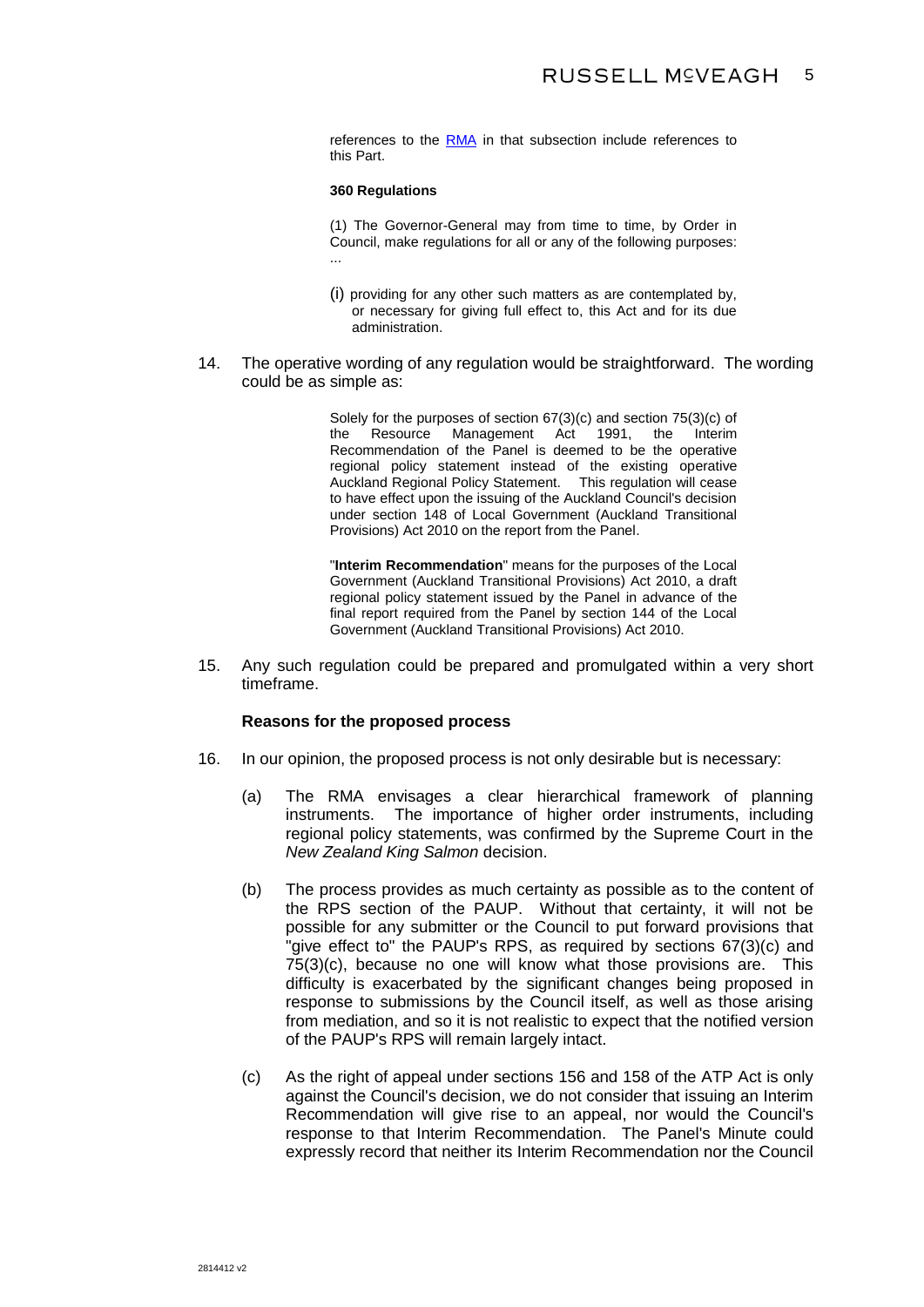> references to the [RMA](RMA) in that subsection include references to this Part.
>
> **360 Regulations**
>
> (1) The Governor-General may from time to time, by Order in Council, make regulations for all or any of the following purposes:
> ...
>
> (i) providing for any other such matters as are contemplated by, or necessary for giving full effect to, this Act and for its due administration.

14. The operative wording of any regulation would be straightforward. The wording could be as simple as:

> Solely for the purposes of section 67(3)(c) and section 75(3)(c) of the Resource Management Act 1991, the Interim Recommendation of the Panel is deemed to be the operative regional policy statement instead of the existing operative Auckland Regional Policy Statement. This regulation will cease to have effect upon the issuing of the Auckland Council's decision under section 148 of Local Government (Auckland Transitional Provisions) Act 2010 on the report from the Panel.
>
> "**Interim Recommendation**" means for the purposes of the Local Government (Auckland Transitional Provisions) Act 2010, a draft regional policy statement issued by the Panel in advance of the final report required from the Panel by section 144 of the Local Government (Auckland Transitional Provisions) Act 2010.

15. Any such regulation could be prepared and promulgated within a very short timeframe.

**Reasons for the proposed process**

16. In our opinion, the proposed process is not only desirable but is necessary:

    (a) The RMA envisages a clear hierarchical framework of planning instruments. The importance of higher order instruments, including regional policy statements, was confirmed by the Supreme Court in the *New Zealand King Salmon* decision.

    (b) The process provides as much certainty as possible as to the content of the RPS section of the PAUP. Without that certainty, it will not be possible for any submitter or the Council to put forward provisions that "give effect to" the PAUP's RPS, as required by sections 67(3)(c) and 75(3)(c), because no one will know what those provisions are. This difficulty is exacerbated by the significant changes being proposed in response to submissions by the Council itself, as well as those arising from mediation, and so it is not realistic to expect that the notified version of the PAUP's RPS will remain largely intact.

    (c) As the right of appeal under sections 156 and 158 of the ATP Act is only against the Council's decision, we do not consider that issuing an Interim Recommendation will give rise to an appeal, nor would the Council's response to that Interim Recommendation. The Panel's Minute could expressly record that neither its Interim Recommendation nor the Council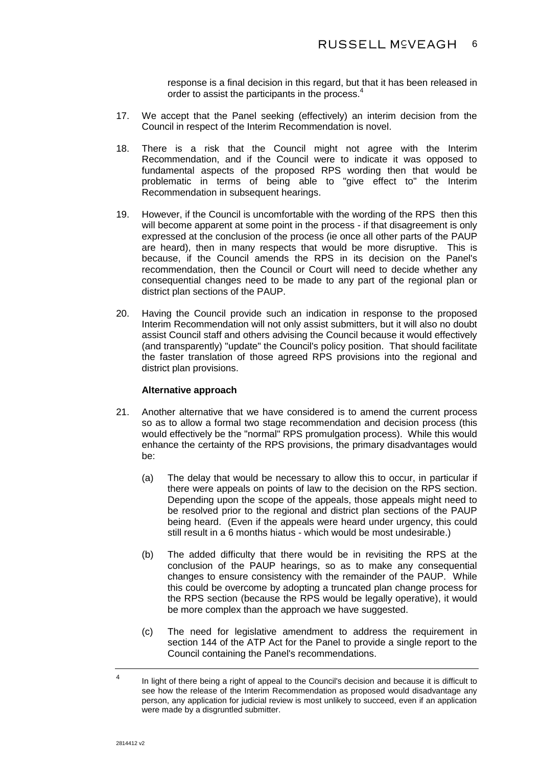response is a final decision in this regard, but that it has been released in order to assist the participants in the process.[4]

17. We accept that the Panel seeking (effectively) an interim decision from the Council in respect of the Interim Recommendation is novel.

18. There is a risk that the Council might not agree with the Interim Recommendation, and if the Council were to indicate it was opposed to fundamental aspects of the proposed RPS wording then that would be problematic in terms of being able to "give effect to" the Interim Recommendation in subsequent hearings.

19. However, if the Council is uncomfortable with the wording of the RPS then this will become apparent at some point in the process - if that disagreement is only expressed at the conclusion of the process (ie once all other parts of the PAUP are heard), then in many respects that would be more disruptive. This is because, if the Council amends the RPS in its decision on the Panel's recommendation, then the Council or Court will need to decide whether any consequential changes need to be made to any part of the regional plan or district plan sections of the PAUP.

20. Having the Council provide such an indication in response to the proposed Interim Recommendation will not only assist submitters, but it will also no doubt assist Council staff and others advising the Council because it would effectively (and transparently) "update" the Council's policy position. That should facilitate the faster translation of those agreed RPS provisions into the regional and district plan provisions.

**Alternative approach**

21. Another alternative that we have considered is to amend the current process so as to allow a formal two stage recommendation and decision process (this would effectively be the "normal" RPS promulgation process). While this would enhance the certainty of the RPS provisions, the primary disadvantages would be:

    (a) The delay that would be necessary to allow this to occur, in particular if there were appeals on points of law to the decision on the RPS section. Depending upon the scope of the appeals, those appeals might need to be resolved prior to the regional and district plan sections of the PAUP being heard. (Even if the appeals were heard under urgency, this could still result in a 6 months hiatus - which would be most undesirable.)

    (b) The added difficulty that there would be in revisiting the RPS at the conclusion of the PAUP hearings, so as to make any consequential changes to ensure consistency with the remainder of the PAUP. While this could be overcome by adopting a truncated plan change process for the RPS section (because the RPS would be legally operative), it would be more complex than the approach we have suggested.

    (c) The need for legislative amendment to address the requirement in section 144 of the ATP Act for the Panel to provide a single report to the Council containing the Panel's recommendations.

[4] In light of there being a right of appeal to the Council's decision and because it is difficult to see how the release of the Interim Recommendation as proposed would disadvantage any person, any application for judicial review is most unlikely to succeed, even if an application were made by a disgruntled submitter.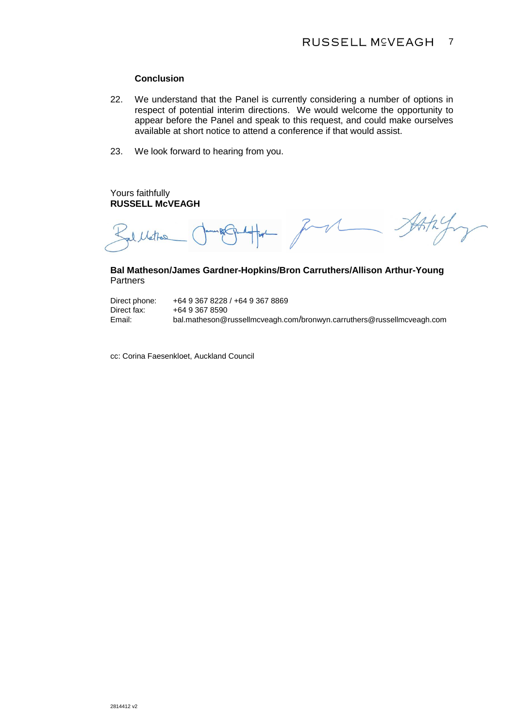### Conclusion

22. We understand that the Panel is currently considering a number of options in respect of potential interim directions. We would welcome the opportunity to appear before the Panel and speak to this request, and could make ourselves available at short notice to attend a conference if that would assist.

23. We look forward to hearing from you.

Yours faithfully
**RUSSELL McVEAGH**

**Bal Matheson/James Gardner-Hopkins/Bron Carruthers/Allison Arthur-Young**
Partners

Direct phone: +64 9 367 8228 / +64 9 367 8869
Direct fax: +64 9 367 8590
Email: bal.matheson@russellmcveagh.com/bronwyn.carruthers@russellmcveagh.com

cc: Corina Faesenkloet, Auckland Council

2814412 v2